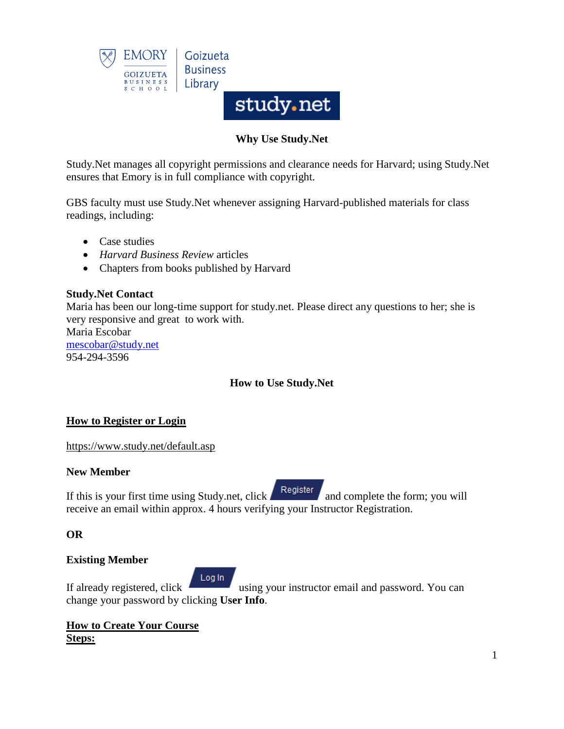## Why Use Study.Net

Study.Net manages all copyright permissions and clearance needs for Harvard; using Study.Net ensures that Emory is in full compliance with copyright.

GBS faculty must use Study.Net whenever assigning Harvard-published materials for class readings, including:

- Case studies
- *Harvard Business Review* articles
- Chapters from books published by Harvard

**Study.Net Contact**
Maria has been our long-time support for study.net. Please direct any questions to her; she is very responsive and great to work with.
Maria Escobar
mescobar@study.net
954-294-3596

## How to Use Study.Net

### How to Register or Login

https://www.study.net/default.asp

**New Member**

If this is your first time using Study.net, click Register and complete the form; you will receive an email within approx. 4 hours verifying your Instructor Registration.

**OR**

**Existing Member**

If already registered, click Log In using your instructor email and password. You can change your password by clicking **User Info**.

### How to Create Your Course

**Steps:**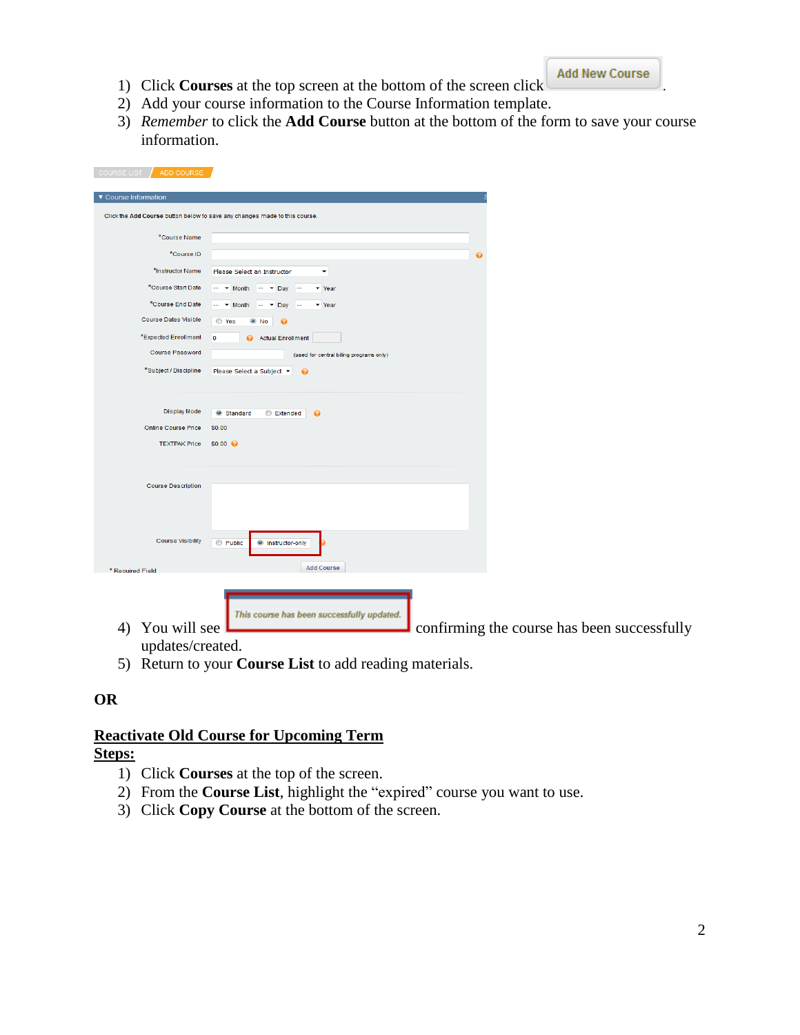1) Click **Courses** at the top screen at the bottom of the screen click Add New Course.
2) Add your course information to the Course Information template.
3) *Remember* to click the **Add Course** button at the bottom of the form to save your course information.

4) You will see "This course has been successfully updated." confirming the course has been successfully updates/created.
5) Return to your **Course List** to add reading materials.

**OR**

**Reactivate Old Course for Upcoming Term**

**Steps:**

1) Click **Courses** at the top of the screen.
2) From the **Course List**, highlight the "expired" course you want to use.
3) Click **Copy Course** at the bottom of the screen.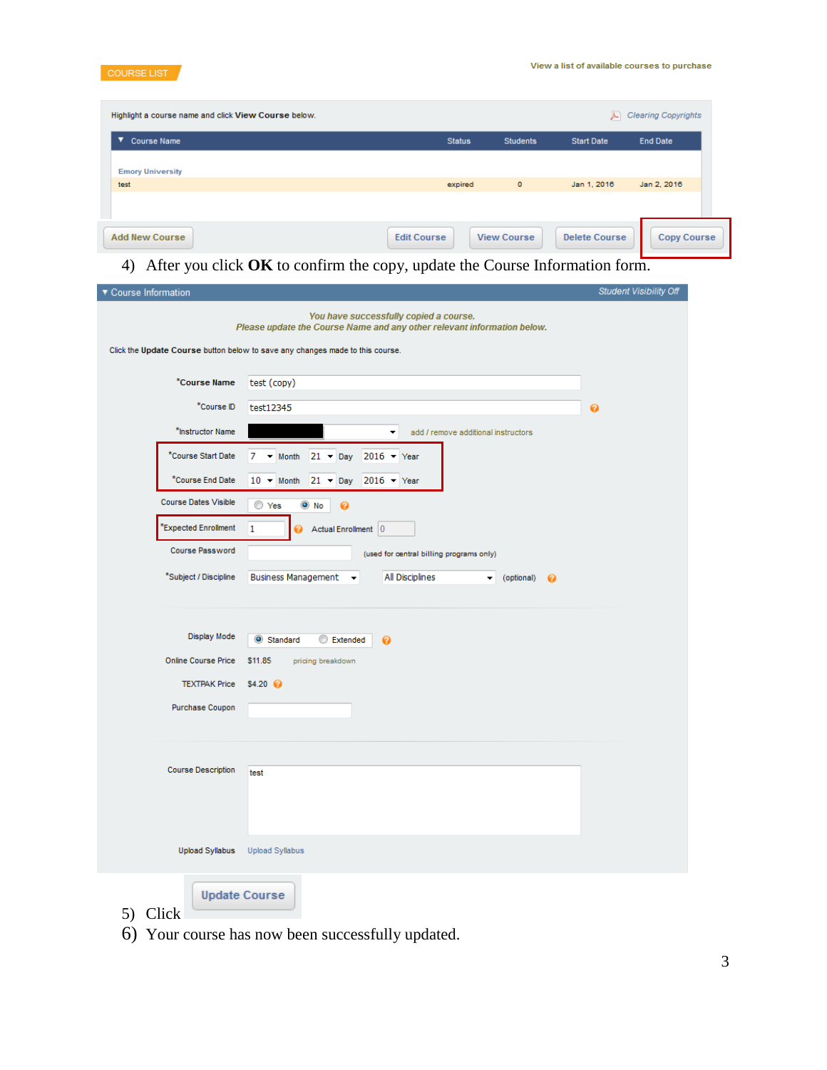COURSE LIST

View a list of available courses to purchase

Highlight a course name and click **View Course** below.

Clearing Copyrights

| Course Name | Status | Students | Start Date | End Date |
|---|---|---|---|---|
| Emory University | | | | |
| test | expired | 0 | Jan 1, 2016 | Jan 2, 2016 |

Add New Course | Edit Course | View Course | Delete Course | Copy Course

4) After you click **OK** to confirm the copy, update the Course Information form.

Course Information — Student Visibility Off

*You have successfully copied a course.*
*Please update the Course Name and any other relevant information below.*

Click the **Update Course** button below to save any changes made to this course.

| Field | Value |
|---|---|
| *Course Name | test (copy) |
| *Course ID | test12345 |
| *Instructor Name | add / remove additional instructors |
| *Course Start Date | 7 Month 21 Day 2016 Year |
| *Course End Date | 10 Month 21 Day 2016 Year |
| Course Dates Visible | Yes / No |
| *Expected Enrollment | 1 — Actual Enrollment 0 |
| Course Password | (used for central billing programs only) |
| *Subject / Discipline | Business Management — All Disciplines (optional) |
| Display Mode | Standard / Extended |
| Online Course Price | $11.85 pricing breakdown |
| TEXTPAK Price | $4.20 |
| Purchase Coupon | |
| Course Description | test |
| Upload Syllabus | Upload Syllabus |

5) Click Update Course

6) Your course has now been successfully updated.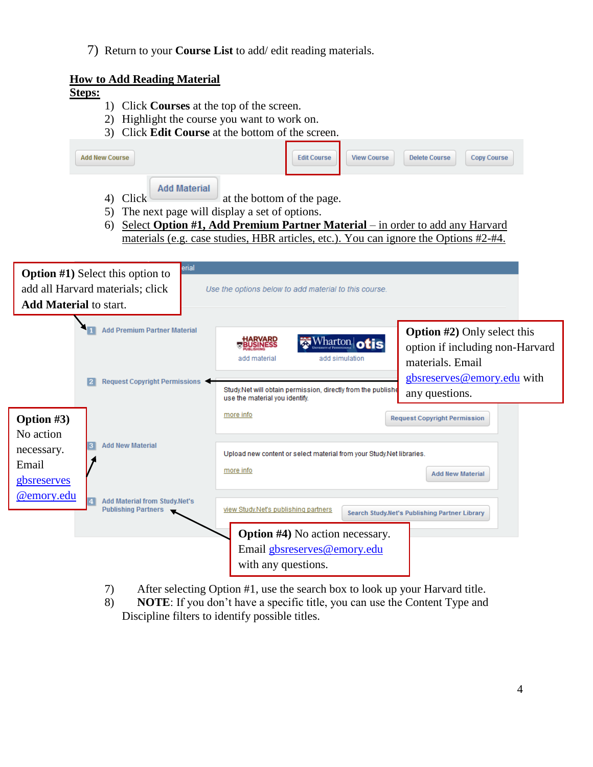7) Return to your **Course List** to add/ edit reading materials.

**How to Add Reading Material**

**Steps:**

1) Click **Courses** at the top of the screen.
2) Highlight the course you want to work on.
3) Click **Edit Course** at the bottom of the screen.

Add New Course | Edit Course | View Course | Delete Course | Copy Course

4) Click **Add Material** at the bottom of the page.
5) The next page will display a set of options.
6) Select **Option #1, Add Premium Partner Material** – in order to add any Harvard materials (e.g. case studies, HBR articles, etc.). You can ignore the Options #2-#4.

**Option #1)** Select this option to add all Harvard materials; click **Add Material** to start.

Use the options below to add material to this course.

1 Add Premium Partner Material — HARVARD BUSINESS PUBLISHING add material; Wharton otis add simulation

**Option #2)** Only select this option if including non-Harvard materials. Email gbsreserves@emory.edu with any questions.

2 Request Copyright Permissions — Study.Net will obtain permission, directly from the publisher, to use the material you identify. more info — Request Copyright Permission

**Option #3)** No action necessary. Email gbsreserves@emory.edu

3 Add New Material — Upload new content or select material from your Study.Net libraries. more info — Add New Material

4 Add Material from Study.Net's Publishing Partners — view Study.Net's publishing partners — Search Study.Net's Publishing Partner Library

**Option #4)** No action necessary. Email gbsreserves@emory.edu with any questions.

7) After selecting Option #1, use the search box to look up your Harvard title.
8) **NOTE**: If you don't have a specific title, you can use the Content Type and Discipline filters to identify possible titles.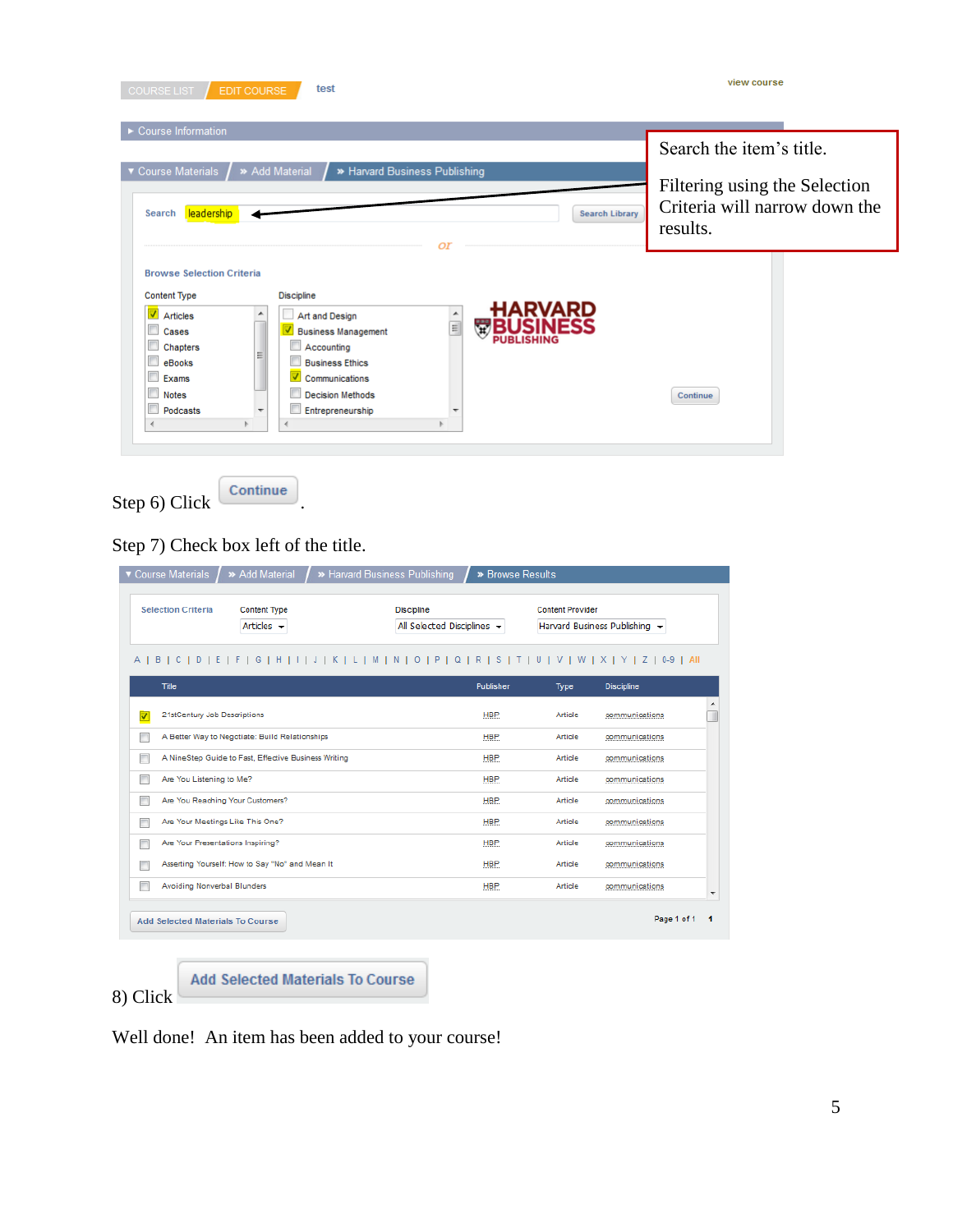Search the item's title.

Filtering using the Selection Criteria will narrow down the results.

Step 6) Click Continue.

Step 7) Check box left of the title.

8) Click Add Selected Materials To Course

Well done! An item has been added to your course!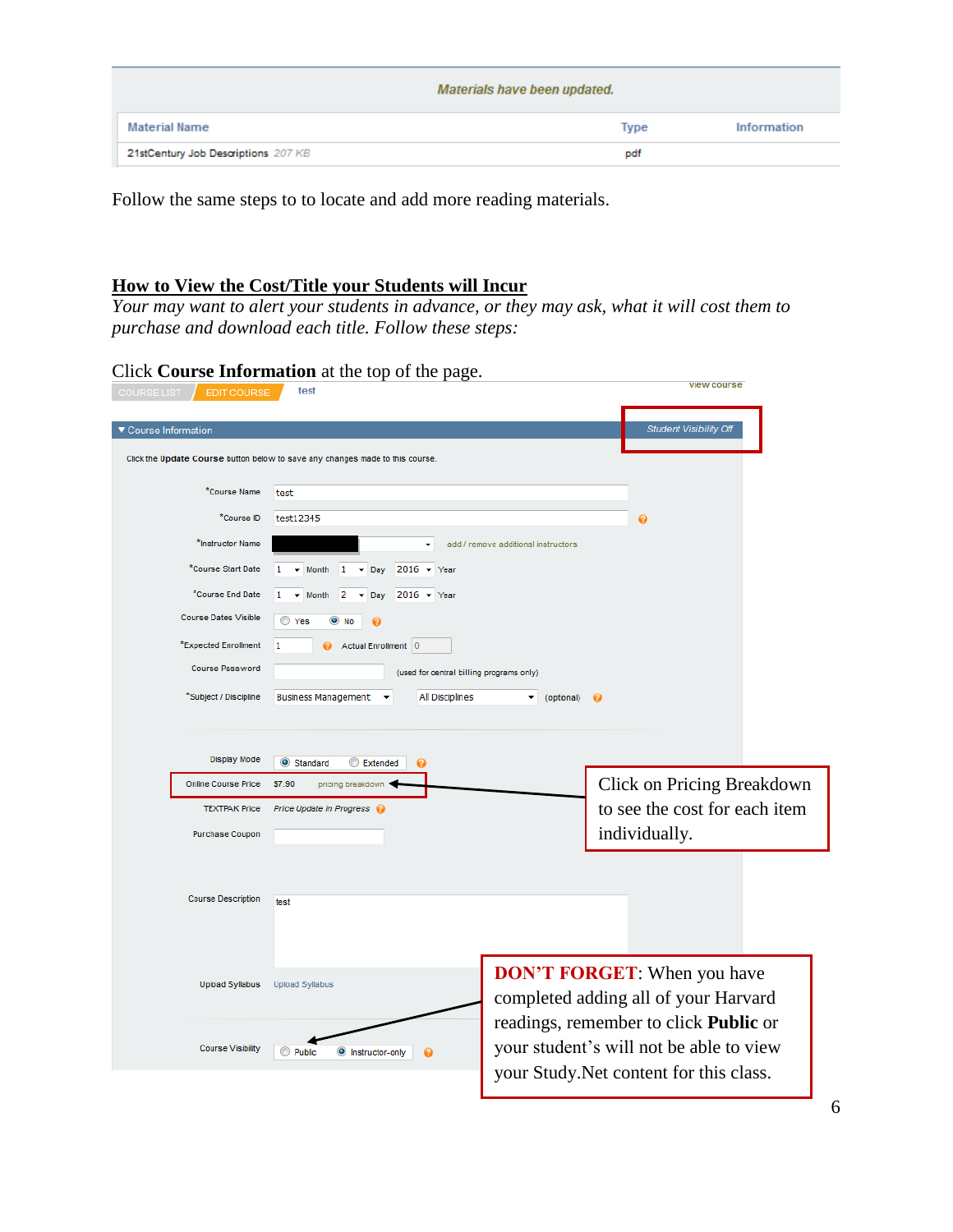| Material Name | Type | Information |
| --- | --- | --- |
| 21stCentury Job Descriptions 207 KB | pdf | |

*Materials have been updated.*

Follow the same steps to to locate and add more reading materials.

## How to View the Cost/Title your Students will Incur

*Your may want to alert your students in advance, or they may ask, what it will cost them to purchase and download each title. Follow these steps:*

Click **Course Information** at the top of the page.

COURSE LIST | EDIT COURSE | test | view course

▼ Course Information | Student Visibility Off

Click the **Update Course** button below to save any changes made to this course.

| Field | Value |
| --- | --- |
| *Course Name | test |
| *Course ID | test12345 |
| *Instructor Name | add / remove additional instructors |
| *Course Start Date | 1 Month 1 Day 2016 Year |
| *Course End Date | 1 Month 2 Day 2016 Year |
| Course Dates Visible | Yes / No |
| *Expected Enrollment | 1 Actual Enrollment 0 |
| Course Password | (used for central billing programs only) |
| *Subject / Discipline | Business Management / All Disciplines (optional) |
| Display Mode | Standard / Extended |
| Online Course Price | $7.90 pricing breakdown |
| TEXTPAK Price | Price Update in Progress |
| Purchase Coupon | |
| Course Description | test |
| Upload Syllabus | Upload Syllabus |
| Course Visibility | Public / Instructor-only |

Click on Pricing Breakdown to see the cost for each item individually.

**DON'T FORGET**: When you have completed adding all of your Harvard readings, remember to click **Public** or your student's will not be able to view your Study.Net content for this class.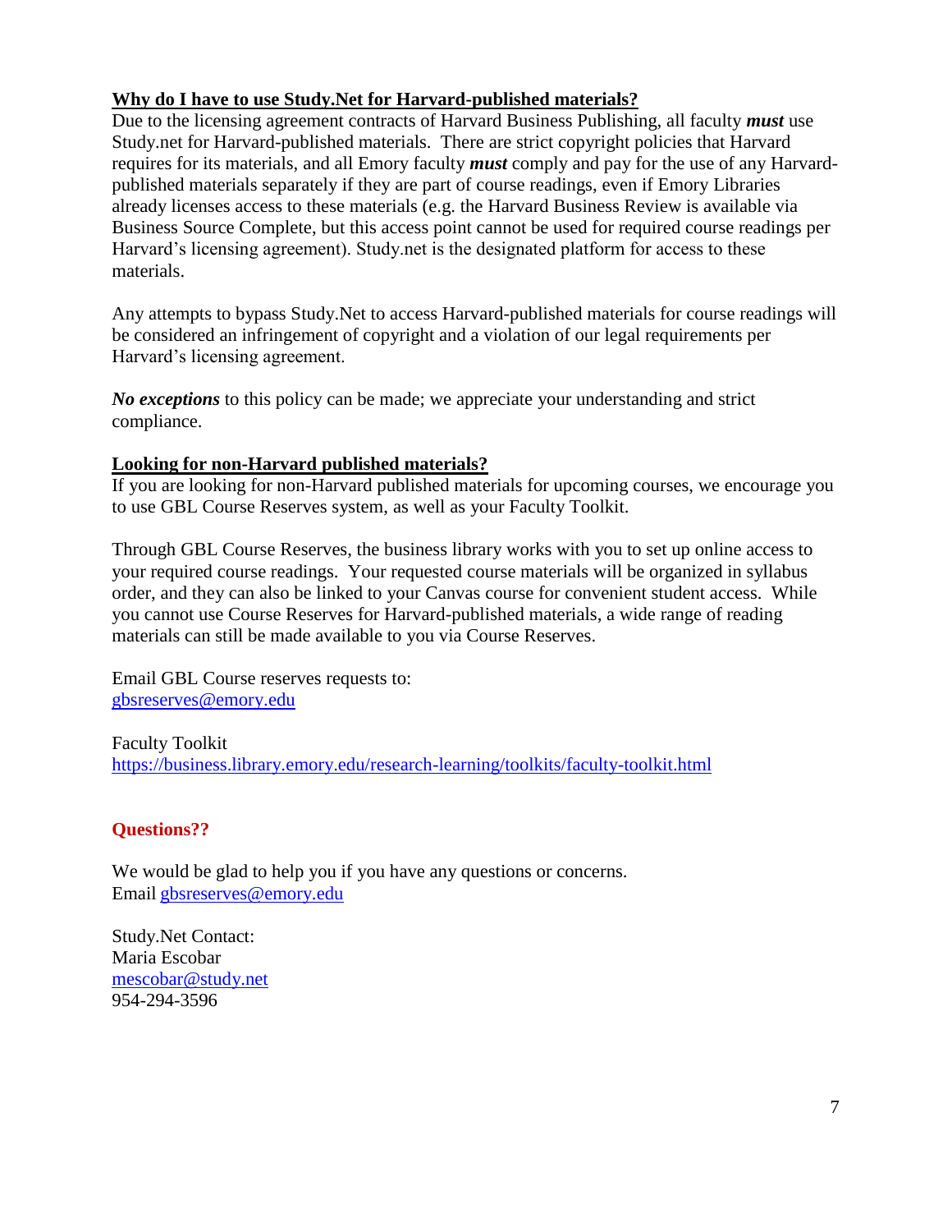**Why do I have to use Study.Net for Harvard-published materials?**

Due to the licensing agreement contracts of Harvard Business Publishing, all faculty ***must*** use Study.net for Harvard-published materials. There are strict copyright policies that Harvard requires for its materials, and all Emory faculty ***must*** comply and pay for the use of any Harvard-published materials separately if they are part of course readings, even if Emory Libraries already licenses access to these materials (e.g. the Harvard Business Review is available via Business Source Complete, but this access point cannot be used for required course readings per Harvard's licensing agreement). Study.net is the designated platform for access to these materials.

Any attempts to bypass Study.Net to access Harvard-published materials for course readings will be considered an infringement of copyright and a violation of our legal requirements per Harvard's licensing agreement.

***No exceptions*** to this policy can be made; we appreciate your understanding and strict compliance.

**Looking for non-Harvard published materials?**

If you are looking for non-Harvard published materials for upcoming courses, we encourage you to use GBL Course Reserves system, as well as your Faculty Toolkit.

Through GBL Course Reserves, the business library works with you to set up online access to your required course readings. Your requested course materials will be organized in syllabus order, and they can also be linked to your Canvas course for convenient student access. While you cannot use Course Reserves for Harvard-published materials, a wide range of reading materials can still be made available to you via Course Reserves.

Email GBL Course reserves requests to:
gbsreserves@emory.edu

Faculty Toolkit
https://business.library.emory.edu/research-learning/toolkits/faculty-toolkit.html

**Questions??**

We would be glad to help you if you have any questions or concerns.
Email gbsreserves@emory.edu

Study.Net Contact:
Maria Escobar
mescobar@study.net
954-294-3596